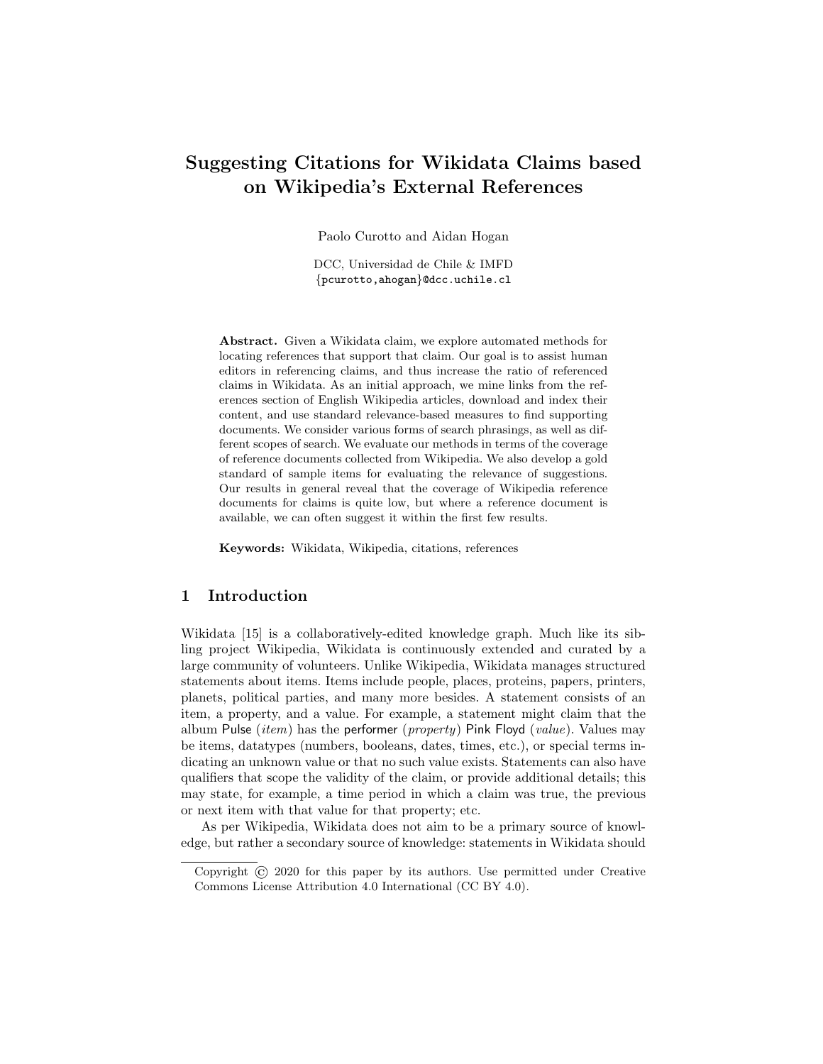# Suggesting Citations for Wikidata Claims based on Wikipedia's External References

Paolo Curotto and Aidan Hogan

DCC, Universidad de Chile & IMFD
{pcurotto,ahogan}@dcc.uchile.cl

**Abstract.** Given a Wikidata claim, we explore automated methods for locating references that support that claim. Our goal is to assist human editors in referencing claims, and thus increase the ratio of referenced claims in Wikidata. As an initial approach, we mine links from the references section of English Wikipedia articles, download and index their content, and use standard relevance-based measures to find supporting documents. We consider various forms of search phrasings, as well as different scopes of search. We evaluate our methods in terms of the coverage of reference documents collected from Wikipedia. We also develop a gold standard of sample items for evaluating the relevance of suggestions. Our results in general reveal that the coverage of Wikipedia reference documents for claims is quite low, but where a reference document is available, we can often suggest it within the first few results.

**Keywords:** Wikidata, Wikipedia, citations, references

## 1 Introduction

Wikidata [15] is a collaboratively-edited knowledge graph. Much like its sibling project Wikipedia, Wikidata is continuously extended and curated by a large community of volunteers. Unlike Wikipedia, Wikidata manages structured statements about items. Items include people, places, proteins, papers, printers, planets, political parties, and many more besides. A statement consists of an item, a property, and a value. For example, a statement might claim that the album Pulse (*item*) has the performer (*property*) Pink Floyd (*value*). Values may be items, datatypes (numbers, booleans, dates, times, etc.), or special terms indicating an unknown value or that no such value exists. Statements can also have qualifiers that scope the validity of the claim, or provide additional details; this may state, for example, a time period in which a claim was true, the previous or next item with that value for that property; etc.

As per Wikipedia, Wikidata does not aim to be a primary source of knowledge, but rather a secondary source of knowledge: statements in Wikidata should

Copyright © 2020 for this paper by its authors. Use permitted under Creative Commons License Attribution 4.0 International (CC BY 4.0).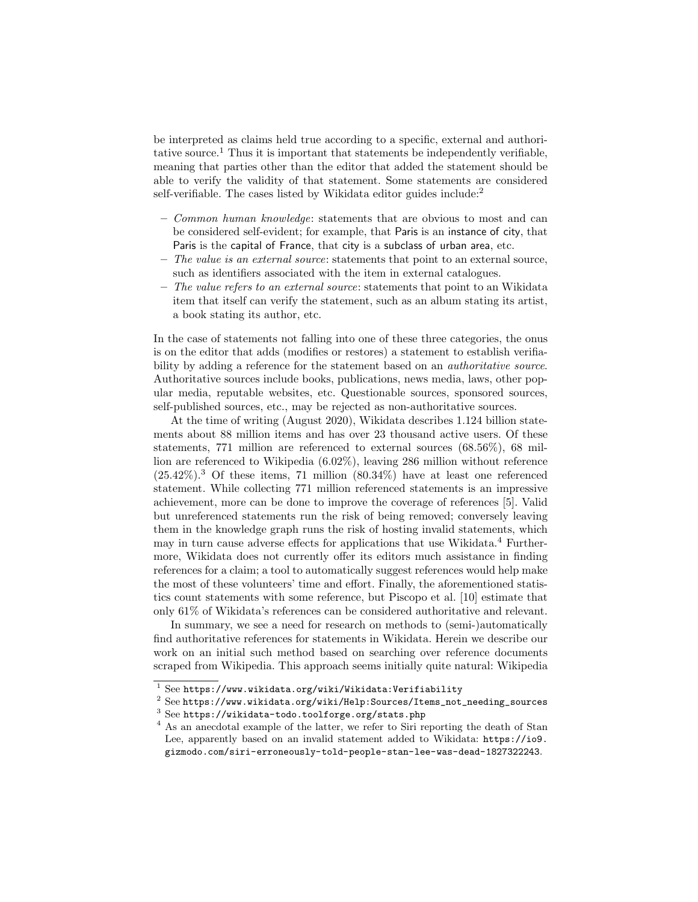be interpreted as claims held true according to a specific, external and authoritative source.[1] Thus it is important that statements be independently verifiable, meaning that parties other than the editor that added the statement should be able to verify the validity of that statement. Some statements are considered self-verifiable. The cases listed by Wikidata editor guides include:[2]

- *Common human knowledge*: statements that are obvious to most and can be considered self-evident; for example, that Paris is an instance of city, that Paris is the capital of France, that city is a subclass of urban area, etc.
- *The value is an external source*: statements that point to an external source, such as identifiers associated with the item in external catalogues.
- *The value refers to an external source*: statements that point to an Wikidata item that itself can verify the statement, such as an album stating its artist, a book stating its author, etc.

In the case of statements not falling into one of these three categories, the onus is on the editor that adds (modifies or restores) a statement to establish verifiability by adding a reference for the statement based on an *authoritative source*. Authoritative sources include books, publications, news media, laws, other popular media, reputable websites, etc. Questionable sources, sponsored sources, self-published sources, etc., may be rejected as non-authoritative sources.

At the time of writing (August 2020), Wikidata describes 1.124 billion statements about 88 million items and has over 23 thousand active users. Of these statements, 771 million are referenced to external sources (68.56%), 68 million are referenced to Wikipedia (6.02%), leaving 286 million without reference (25.42%).[3] Of these items, 71 million (80.34%) have at least one referenced statement. While collecting 771 million referenced statements is an impressive achievement, more can be done to improve the coverage of references [5]. Valid but unreferenced statements run the risk of being removed; conversely leaving them in the knowledge graph runs the risk of hosting invalid statements, which may in turn cause adverse effects for applications that use Wikidata.[4] Furthermore, Wikidata does not currently offer its editors much assistance in finding references for a claim; a tool to automatically suggest references would help make the most of these volunteers' time and effort. Finally, the aforementioned statistics count statements with some reference, but Piscopo et al. [10] estimate that only 61% of Wikidata's references can be considered authoritative and relevant.

In summary, we see a need for research on methods to (semi-)automatically find authoritative references for statements in Wikidata. Herein we describe our work on an initial such method based on searching over reference documents scraped from Wikipedia. This approach seems initially quite natural: Wikipedia

---

[1] See `https://www.wikidata.org/wiki/Wikidata:Verifiability`

[2] See `https://www.wikidata.org/wiki/Help:Sources/Items_not_needing_sources`

[3] See `https://wikidata-todo.toolforge.org/stats.php`

[4] As an anecdotal example of the latter, we refer to Siri reporting the death of Stan Lee, apparently based on an invalid statement added to Wikidata: `https://io9.gizmodo.com/siri-erroneously-told-people-stan-lee-was-dead-1827322243`.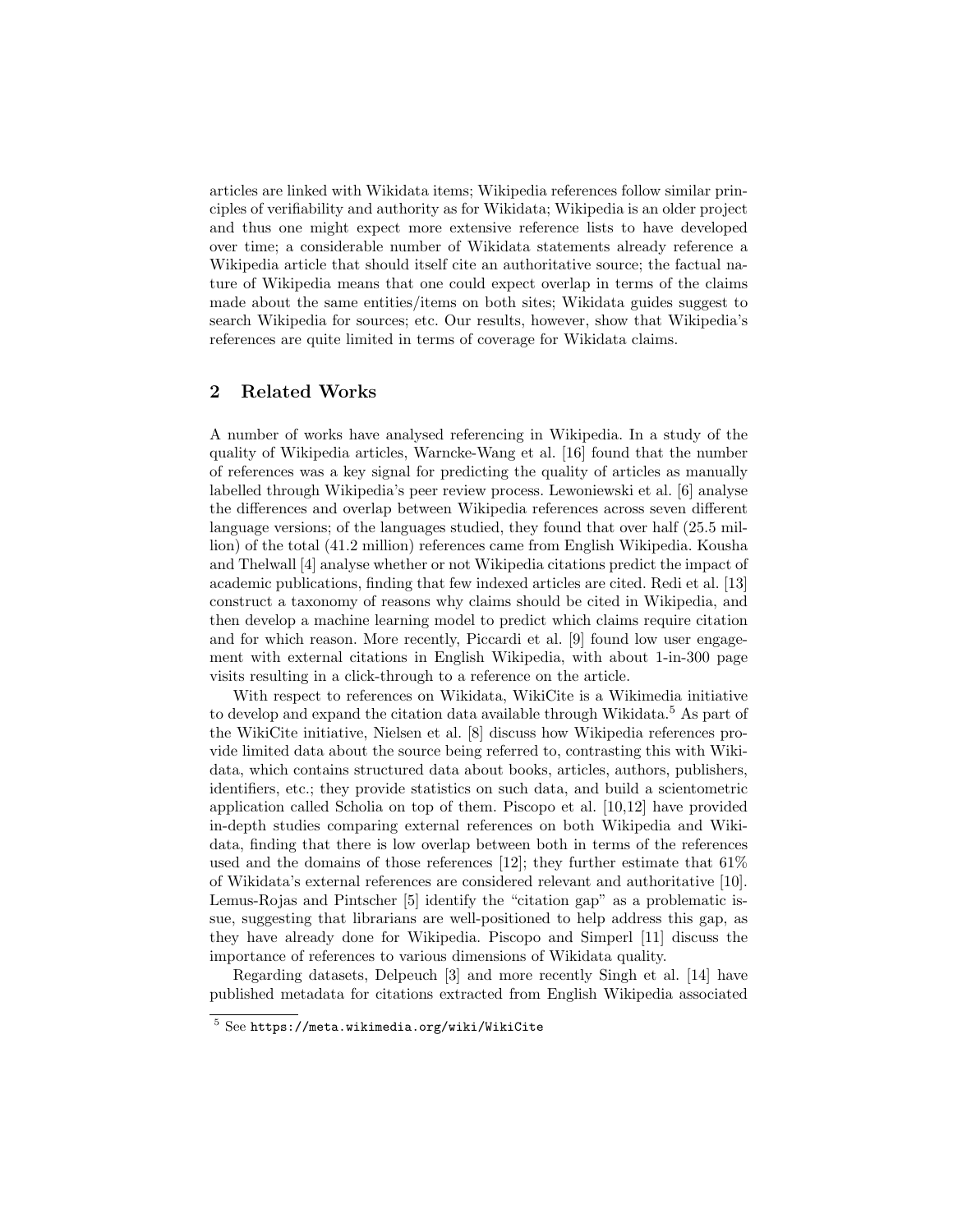articles are linked with Wikidata items; Wikipedia references follow similar principles of verifiability and authority as for Wikidata; Wikipedia is an older project and thus one might expect more extensive reference lists to have developed over time; a considerable number of Wikidata statements already reference a Wikipedia article that should itself cite an authoritative source; the factual nature of Wikipedia means that one could expect overlap in terms of the claims made about the same entities/items on both sites; Wikidata guides suggest to search Wikipedia for sources; etc. Our results, however, show that Wikipedia's references are quite limited in terms of coverage for Wikidata claims.

## 2 Related Works

A number of works have analysed referencing in Wikipedia. In a study of the quality of Wikipedia articles, Warncke-Wang et al. [16] found that the number of references was a key signal for predicting the quality of articles as manually labelled through Wikipedia's peer review process. Lewoniewski et al. [6] analyse the differences and overlap between Wikipedia references across seven different language versions; of the languages studied, they found that over half (25.5 million) of the total (41.2 million) references came from English Wikipedia. Kousha and Thelwall [4] analyse whether or not Wikipedia citations predict the impact of academic publications, finding that few indexed articles are cited. Redi et al. [13] construct a taxonomy of reasons why claims should be cited in Wikipedia, and then develop a machine learning model to predict which claims require citation and for which reason. More recently, Piccardi et al. [9] found low user engagement with external citations in English Wikipedia, with about 1-in-300 page visits resulting in a click-through to a reference on the article.

With respect to references on Wikidata, WikiCite is a Wikimedia initiative to develop and expand the citation data available through Wikidata.[5] As part of the WikiCite initiative, Nielsen et al. [8] discuss how Wikipedia references provide limited data about the source being referred to, contrasting this with Wikidata, which contains structured data about books, articles, authors, publishers, identifiers, etc.; they provide statistics on such data, and build a scientometric application called Scholia on top of them. Piscopo et al. [10,12] have provided in-depth studies comparing external references on both Wikipedia and Wikidata, finding that there is low overlap between both in terms of the references used and the domains of those references [12]; they further estimate that 61% of Wikidata's external references are considered relevant and authoritative [10]. Lemus-Rojas and Pintscher [5] identify the "citation gap" as a problematic issue, suggesting that librarians are well-positioned to help address this gap, as they have already done for Wikipedia. Piscopo and Simperl [11] discuss the importance of references to various dimensions of Wikidata quality.

Regarding datasets, Delpeuch [3] and more recently Singh et al. [14] have published metadata for citations extracted from English Wikipedia associated

[5] See https://meta.wikimedia.org/wiki/WikiCite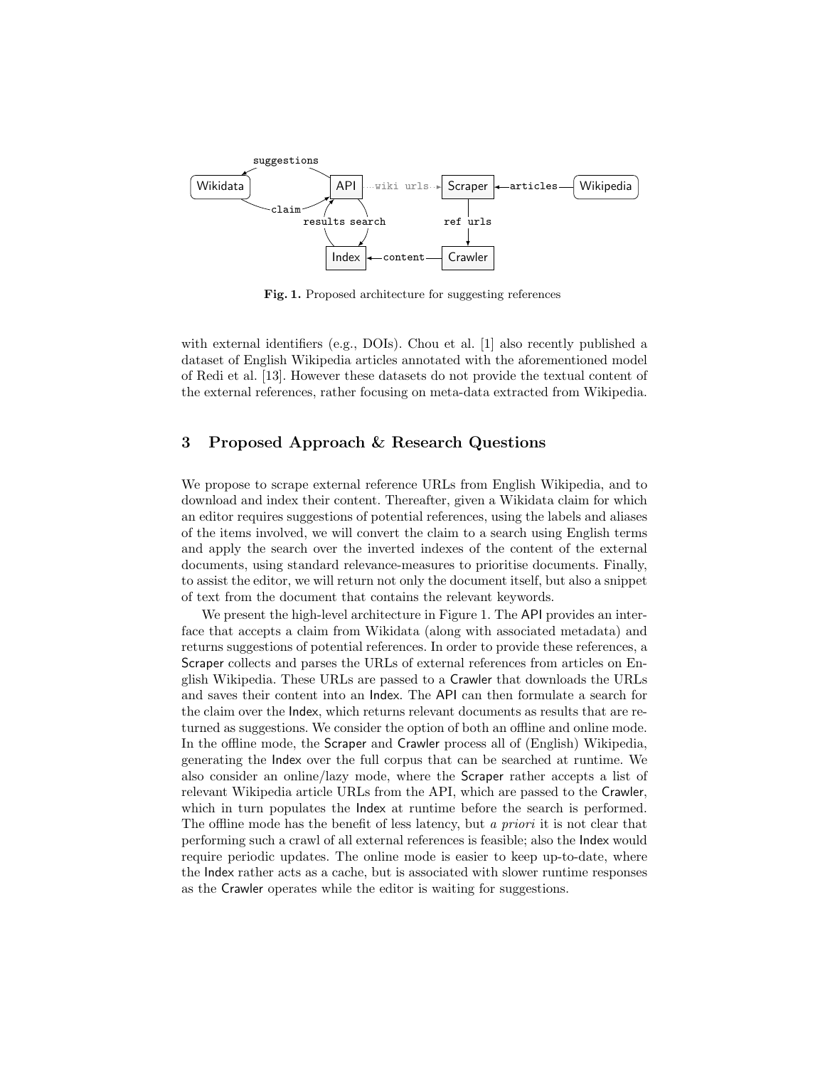**Fig. 1.** Proposed architecture for suggesting references

with external identifiers (e.g., DOIs). Chou et al. [1] also recently published a dataset of English Wikipedia articles annotated with the aforementioned model of Redi et al. [13]. However these datasets do not provide the textual content of the external references, rather focusing on meta-data extracted from Wikipedia.

## 3 Proposed Approach & Research Questions

We propose to scrape external reference URLs from English Wikipedia, and to download and index their content. Thereafter, given a Wikidata claim for which an editor requires suggestions of potential references, using the labels and aliases of the items involved, we will convert the claim to a search using English terms and apply the search over the inverted indexes of the content of the external documents, using standard relevance-measures to prioritise documents. Finally, to assist the editor, we will return not only the document itself, but also a snippet of text from the document that contains the relevant keywords.

We present the high-level architecture in Figure 1. The API provides an interface that accepts a claim from Wikidata (along with associated metadata) and returns suggestions of potential references. In order to provide these references, a Scraper collects and parses the URLs of external references from articles on English Wikipedia. These URLs are passed to a Crawler that downloads the URLs and saves their content into an Index. The API can then formulate a search for the claim over the Index, which returns relevant documents as results that are returned as suggestions. We consider the option of both an offline and online mode. In the offline mode, the Scraper and Crawler process all of (English) Wikipedia, generating the Index over the full corpus that can be searched at runtime. We also consider an online/lazy mode, where the Scraper rather accepts a list of relevant Wikipedia article URLs from the API, which are passed to the Crawler, which in turn populates the Index at runtime before the search is performed. The offline mode has the benefit of less latency, but *a priori* it is not clear that performing such a crawl of all external references is feasible; also the Index would require periodic updates. The online mode is easier to keep up-to-date, where the Index rather acts as a cache, but is associated with slower runtime responses as the Crawler operates while the editor is waiting for suggestions.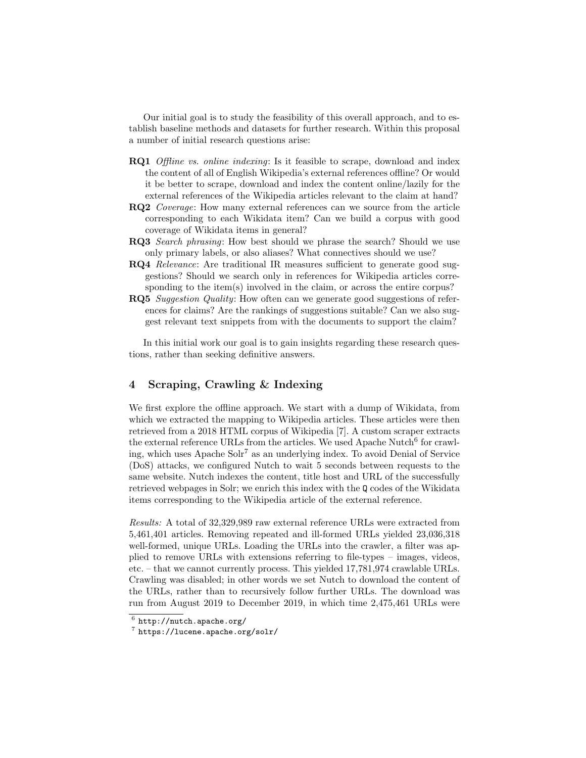Our initial goal is to study the feasibility of this overall approach, and to establish baseline methods and datasets for further research. Within this proposal a number of initial research questions arise:

- **RQ1** *Offline vs. online indexing*: Is it feasible to scrape, download and index the content of all of English Wikipedia's external references offline? Or would it be better to scrape, download and index the content online/lazily for the external references of the Wikipedia articles relevant to the claim at hand?
- **RQ2** *Coverage*: How many external references can we source from the article corresponding to each Wikidata item? Can we build a corpus with good coverage of Wikidata items in general?
- **RQ3** *Search phrasing*: How best should we phrase the search? Should we use only primary labels, or also aliases? What connectives should we use?
- **RQ4** *Relevance*: Are traditional IR measures sufficient to generate good suggestions? Should we search only in references for Wikipedia articles corresponding to the item(s) involved in the claim, or across the entire corpus?
- **RQ5** *Suggestion Quality*: How often can we generate good suggestions of references for claims? Are the rankings of suggestions suitable? Can we also suggest relevant text snippets from with the documents to support the claim?

In this initial work our goal is to gain insights regarding these research questions, rather than seeking definitive answers.

## 4 Scraping, Crawling & Indexing

We first explore the offline approach. We start with a dump of Wikidata, from which we extracted the mapping to Wikipedia articles. These articles were then retrieved from a 2018 HTML corpus of Wikipedia [7]. A custom scraper extracts the external reference URLs from the articles. We used Apache Nutch[6] for crawling, which uses Apache Solr[7] as an underlying index. To avoid Denial of Service (DoS) attacks, we configured Nutch to wait 5 seconds between requests to the same website. Nutch indexes the content, title host and URL of the successfully retrieved webpages in Solr; we enrich this index with the `Q` codes of the Wikidata items corresponding to the Wikipedia article of the external reference.

*Results:* A total of 32,329,989 raw external reference URLs were extracted from 5,461,401 articles. Removing repeated and ill-formed URLs yielded 23,036,318 well-formed, unique URLs. Loading the URLs into the crawler, a filter was applied to remove URLs with extensions referring to file-types – images, videos, etc. – that we cannot currently process. This yielded 17,781,974 crawlable URLs. Crawling was disabled; in other words we set Nutch to download the content of the URLs, rather than to recursively follow further URLs. The download was run from August 2019 to December 2019, in which time 2,475,461 URLs were

[6] `http://nutch.apache.org/`

[7] `https://lucene.apache.org/solr/`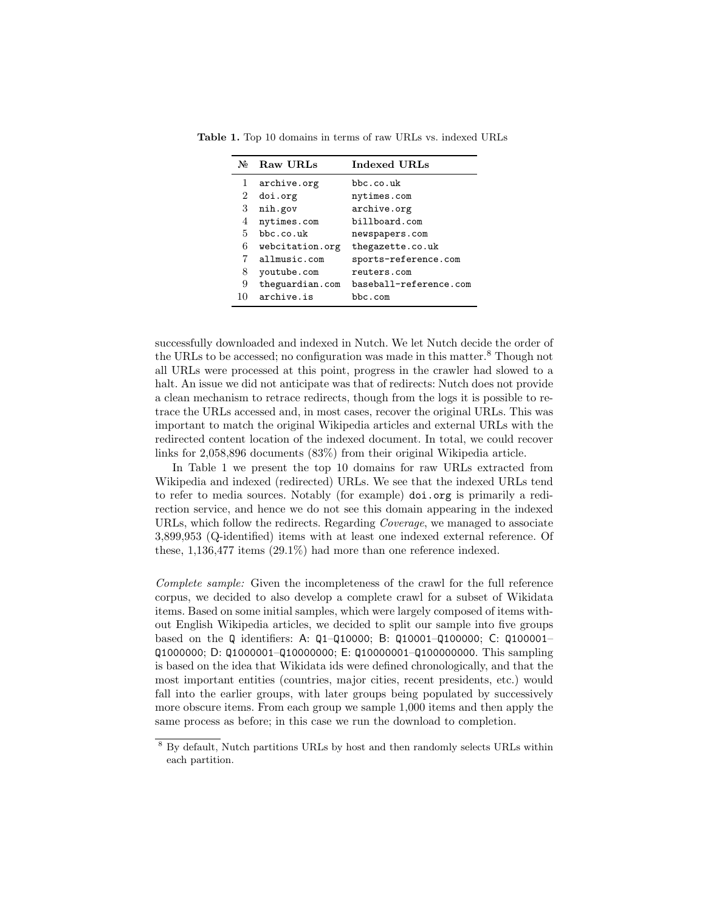**Table 1.** Top 10 domains in terms of raw URLs vs. indexed URLs

| № | Raw URLs | Indexed URLs |
|---|---|---|
| 1 | `archive.org` | `bbc.co.uk` |
| 2 | `doi.org` | `nytimes.com` |
| 3 | `nih.gov` | `archive.org` |
| 4 | `nytimes.com` | `billboard.com` |
| 5 | `bbc.co.uk` | `newspapers.com` |
| 6 | `webcitation.org` | `thegazette.co.uk` |
| 7 | `allmusic.com` | `sports-reference.com` |
| 8 | `youtube.com` | `reuters.com` |
| 9 | `theguardian.com` | `baseball-reference.com` |
| 10 | `archive.is` | `bbc.com` |

successfully downloaded and indexed in Nutch. We let Nutch decide the order of the URLs to be accessed; no configuration was made in this matter.[8] Though not all URLs were processed at this point, progress in the crawler had slowed to a halt. An issue we did not anticipate was that of redirects: Nutch does not provide a clean mechanism to retrace redirects, though from the logs it is possible to retrace the URLs accessed and, in most cases, recover the original URLs. This was important to match the original Wikipedia articles and external URLs with the redirected content location of the indexed document. In total, we could recover links for 2,058,896 documents (83%) from their original Wikipedia article.

In Table 1 we present the top 10 domains for raw URLs extracted from Wikipedia and indexed (redirected) URLs. We see that the indexed URLs tend to refer to media sources. Notably (for example) `doi.org` is primarily a redirection service, and hence we do not see this domain appearing in the indexed URLs, which follow the redirects. Regarding *Coverage*, we managed to associate 3,899,953 (Q-identified) items with at least one indexed external reference. Of these, 1,136,477 items (29.1%) had more than one reference indexed.

*Complete sample:* Given the incompleteness of the crawl for the full reference corpus, we decided to also develop a complete crawl for a subset of Wikidata items. Based on some initial samples, which were largely composed of items without English Wikipedia articles, we decided to split our sample into five groups based on the `Q` identifiers: A: `Q1`–`Q10000`; B: `Q10001`–`Q100000`; C: `Q100001`–`Q1000000`; D: `Q1000001`–`Q10000000`; E: `Q10000001`–`Q100000000`. This sampling is based on the idea that Wikidata ids were defined chronologically, and that the most important entities (countries, major cities, recent presidents, etc.) would fall into the earlier groups, with later groups being populated by successively more obscure items. From each group we sample 1,000 items and then apply the same process as before; in this case we run the download to completion.

[8] By default, Nutch partitions URLs by host and then randomly selects URLs within each partition.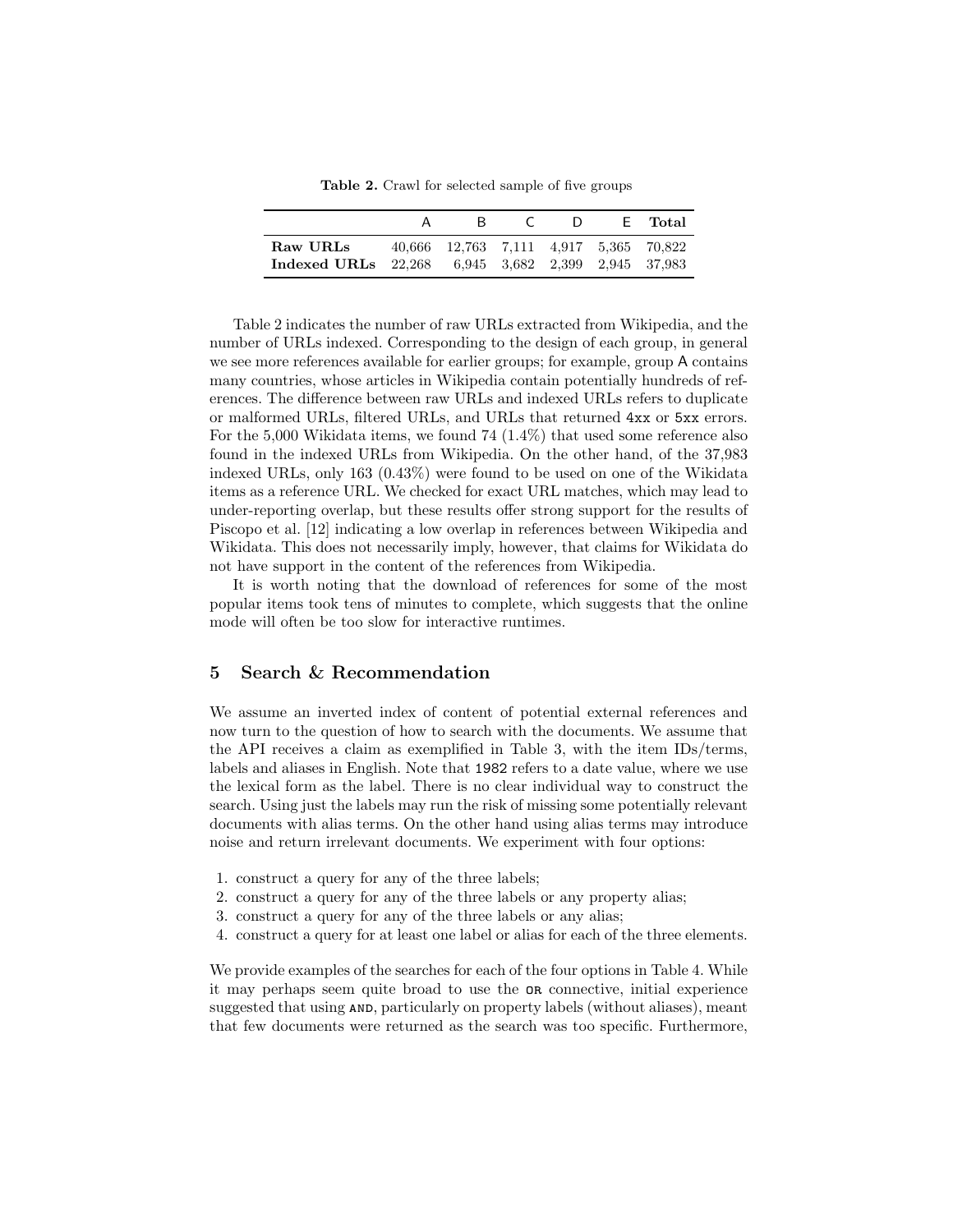**Table 2.** Crawl for selected sample of five groups

| | A | B | C | D | E | **Total** |
|---|---|---|---|---|---|---|
| **Raw URLs** | 40,666 | 12,763 | 7,111 | 4,917 | 5,365 | 70,822 |
| **Indexed URLs** | 22,268 | 6,945 | 3,682 | 2,399 | 2,945 | 37,983 |

Table 2 indicates the number of raw URLs extracted from Wikipedia, and the number of URLs indexed. Corresponding to the design of each group, in general we see more references available for earlier groups; for example, group A contains many countries, whose articles in Wikipedia contain potentially hundreds of references. The difference between raw URLs and indexed URLs refers to duplicate or malformed URLs, filtered URLs, and URLs that returned `4xx` or `5xx` errors. For the 5,000 Wikidata items, we found 74 (1.4%) that used some reference also found in the indexed URLs from Wikipedia. On the other hand, of the 37,983 indexed URLs, only 163 (0.43%) were found to be used on one of the Wikidata items as a reference URL. We checked for exact URL matches, which may lead to under-reporting overlap, but these results offer strong support for the results of Piscopo et al. [12] indicating a low overlap in references between Wikipedia and Wikidata. This does not necessarily imply, however, that claims for Wikidata do not have support in the content of the references from Wikipedia.

It is worth noting that the download of references for some of the most popular items took tens of minutes to complete, which suggests that the online mode will often be too slow for interactive runtimes.

## 5 Search & Recommendation

We assume an inverted index of content of potential external references and now turn to the question of how to search with the documents. We assume that the API receives a claim as exemplified in Table 3, with the item IDs/terms, labels and aliases in English. Note that `1982` refers to a date value, where we use the lexical form as the label. There is no clear individual way to construct the search. Using just the labels may run the risk of missing some potentially relevant documents with alias terms. On the other hand using alias terms may introduce noise and return irrelevant documents. We experiment with four options:

1. construct a query for any of the three labels;
2. construct a query for any of the three labels or any property alias;
3. construct a query for any of the three labels or any alias;
4. construct a query for at least one label or alias for each of the three elements.

We provide examples of the searches for each of the four options in Table 4. While it may perhaps seem quite broad to use the `OR` connective, initial experience suggested that using `AND`, particularly on property labels (without aliases), meant that few documents were returned as the search was too specific. Furthermore,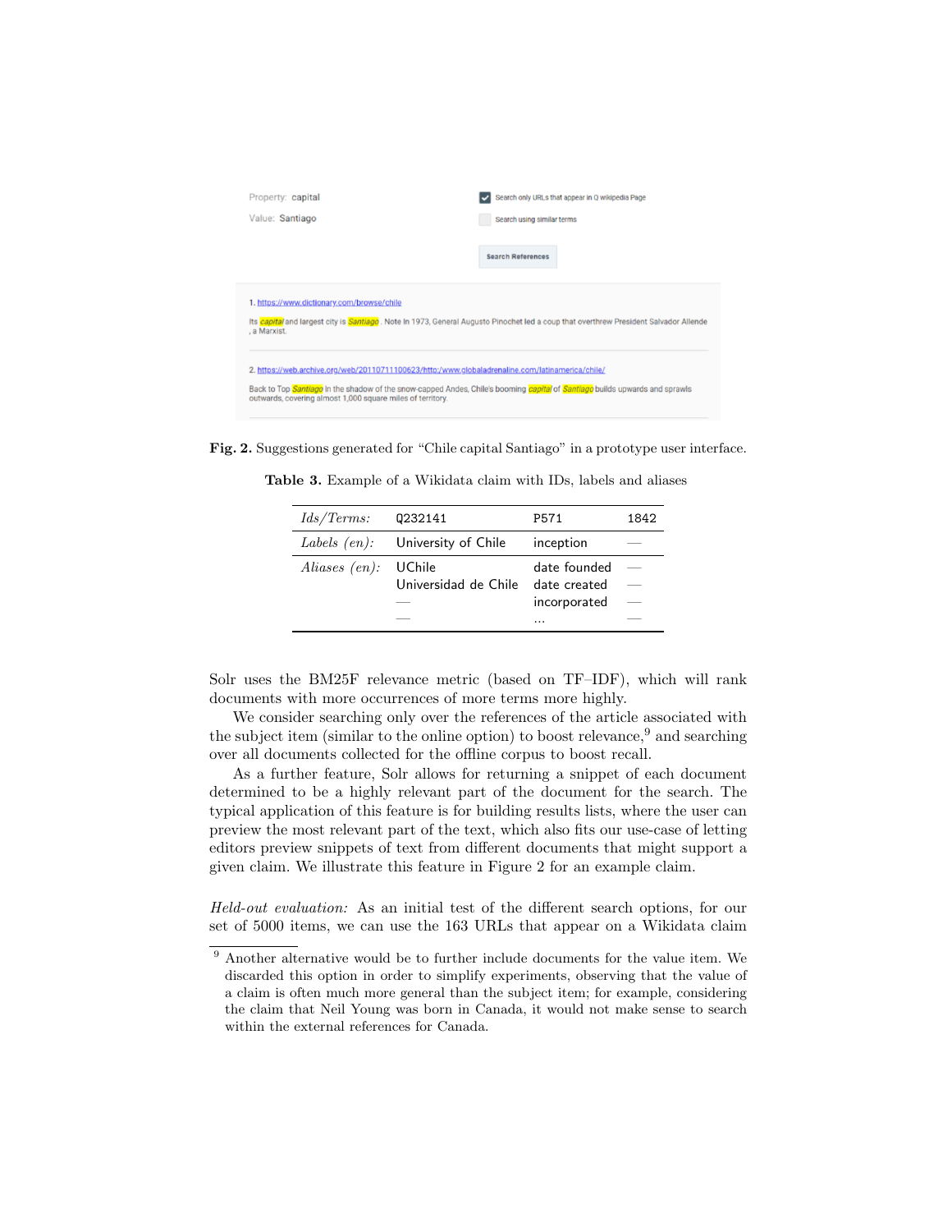Property: capital

Value: Santiago

Search only URLs that appear in Q wikipedia Page

Search using similar terms

Search References

1. https://www.dictionary.com/browse/chile

Its capital and largest city is Santiago . Note In 1973, General Augusto Pinochet led a coup that overthrew President Salvador Allende , a Marxist.

2. https://web.archive.org/web/20110711100623/http:/www.globaladrenaline.com/latinamerica/chile/

Back to Top Santiago In the shadow of the snow-capped Andes, Chile's booming capital of Santiago builds upwards and sprawls outwards, covering almost 1,000 square miles of territory.

**Fig. 2.** Suggestions generated for "Chile capital Santiago" in a prototype user interface.

**Table 3.** Example of a Wikidata claim with IDs, labels and aliases

| *Ids/Terms:* | Q232141 | P571 | 1842 |
|---|---|---|---|
| *Labels (en):* | University of Chile | inception | — |
| *Aliases (en):* | UChile | date founded | — |
| | Universidad de Chile | date created | — |
| | — | incorporated | — |
| | — | ... | — |

Solr uses the BM25F relevance metric (based on TF–IDF), which will rank documents with more occurrences of more terms more highly.

We consider searching only over the references of the article associated with the subject item (similar to the online option) to boost relevance,[9] and searching over all documents collected for the offline corpus to boost recall.

As a further feature, Solr allows for returning a snippet of each document determined to be a highly relevant part of the document for the search. The typical application of this feature is for building results lists, where the user can preview the most relevant part of the text, which also fits our use-case of letting editors preview snippets of text from different documents that might support a given claim. We illustrate this feature in Figure 2 for an example claim.

*Held-out evaluation:* As an initial test of the different search options, for our set of 5000 items, we can use the 163 URLs that appear on a Wikidata claim

[9] Another alternative would be to further include documents for the value item. We discarded this option in order to simplify experiments, observing that the value of a claim is often much more general than the subject item; for example, considering the claim that Neil Young was born in Canada, it would not make sense to search within the external references for Canada.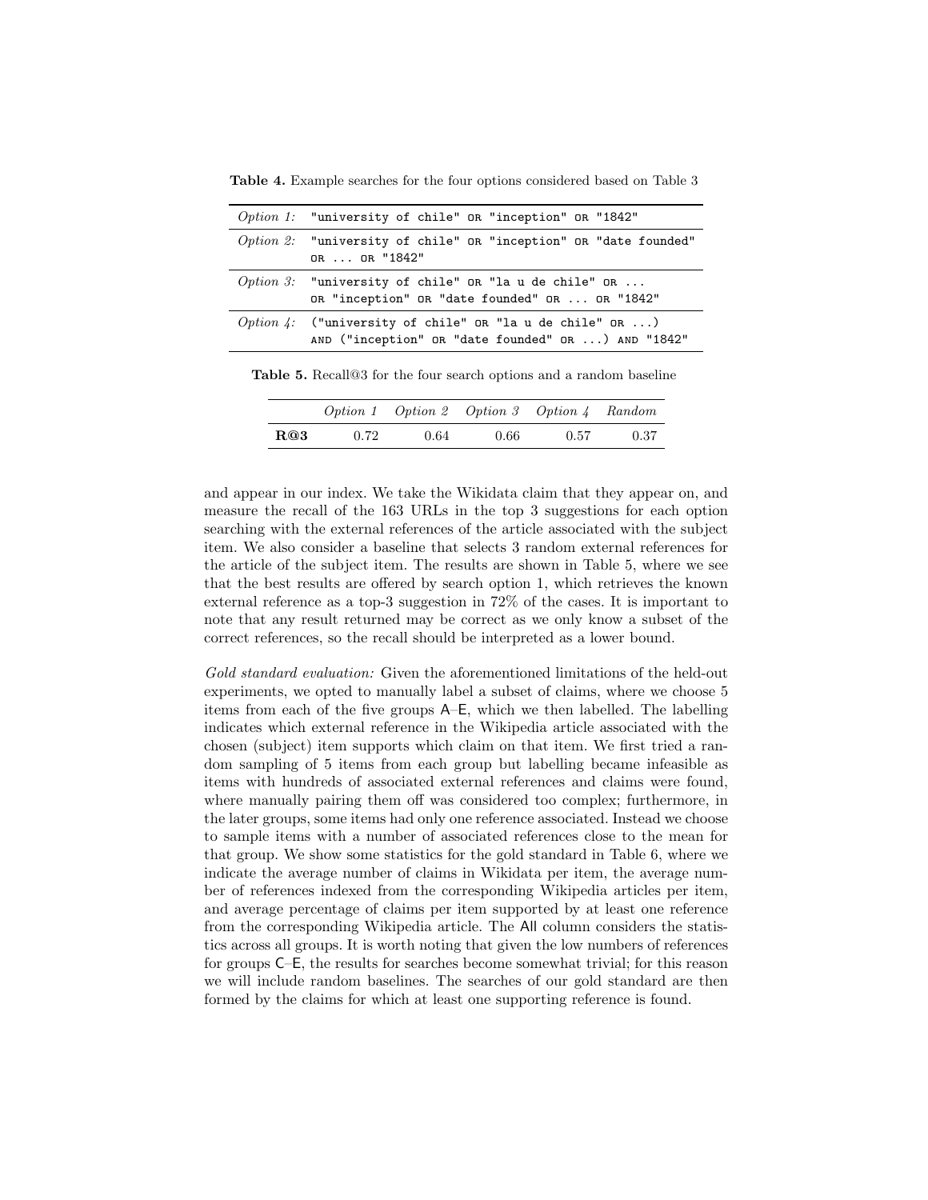**Table 4.** Example searches for the four options considered based on Table 3

| | |
|---|---|
| *Option 1:* | `"university of chile" OR "inception" OR "1842"` |
| *Option 2:* | `"university of chile" OR "inception" OR "date founded" OR ... OR "1842"` |
| *Option 3:* | `"university of chile" OR "la u de chile" OR ... OR "inception" OR "date founded" OR ... OR "1842"` |
| *Option 4:* | `("university of chile" OR "la u de chile" OR ...) AND ("inception" OR "date founded" OR ...) AND "1842"` |

**Table 5.** Recall@3 for the four search options and a random baseline

| | *Option 1* | *Option 2* | *Option 3* | *Option 4* | *Random* |
|---|---|---|---|---|---|
| **R@3** | 0.72 | 0.64 | 0.66 | 0.57 | 0.37 |

and appear in our index. We take the Wikidata claim that they appear on, and measure the recall of the 163 URLs in the top 3 suggestions for each option searching with the external references of the article associated with the subject item. We also consider a baseline that selects 3 random external references for the article of the subject item. The results are shown in Table 5, where we see that the best results are offered by search option 1, which retrieves the known external reference as a top-3 suggestion in 72% of the cases. It is important to note that any result returned may be correct as we only know a subset of the correct references, so the recall should be interpreted as a lower bound.

*Gold standard evaluation:* Given the aforementioned limitations of the held-out experiments, we opted to manually label a subset of claims, where we choose 5 items from each of the five groups A–E, which we then labelled. The labelling indicates which external reference in the Wikipedia article associated with the chosen (subject) item supports which claim on that item. We first tried a random sampling of 5 items from each group but labelling became infeasible as items with hundreds of associated external references and claims were found, where manually pairing them off was considered too complex; furthermore, in the later groups, some items had only one reference associated. Instead we choose to sample items with a number of associated references close to the mean for that group. We show some statistics for the gold standard in Table 6, where we indicate the average number of claims in Wikidata per item, the average number of references indexed from the corresponding Wikipedia articles per item, and average percentage of claims per item supported by at least one reference from the corresponding Wikipedia article. The All column considers the statistics across all groups. It is worth noting that given the low numbers of references for groups C–E, the results for searches become somewhat trivial; for this reason we will include random baselines. The searches of our gold standard are then formed by the claims for which at least one supporting reference is found.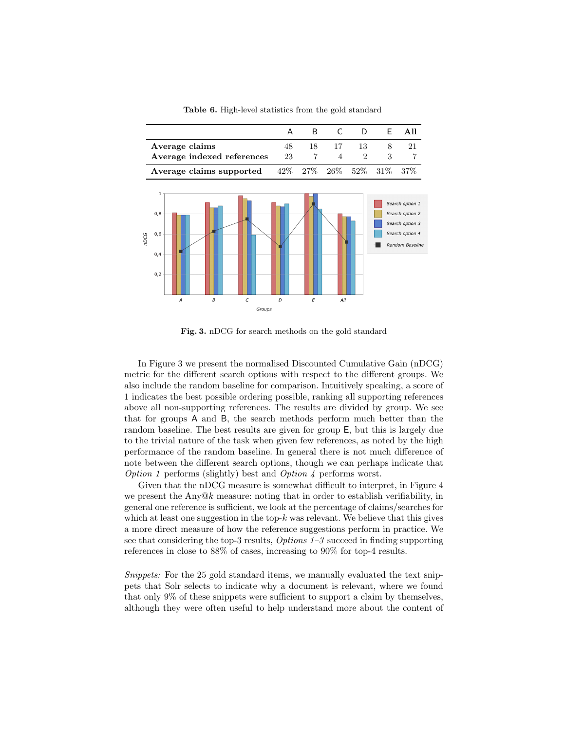**Table 6.** High-level statistics from the gold standard

| | A | B | C | D | E | **All** |
|---|---|---|---|---|---|---|
| **Average claims** | 48 | 18 | 17 | 13 | 8 | 21 |
| **Average indexed references** | 23 | 7 | 4 | 2 | 3 | 7 |
| **Average claims supported** | 42% | 27% | 26% | 52% | 31% | 37% |

**Fig. 3.** nDCG for search methods on the gold standard

In Figure 3 we present the normalised Discounted Cumulative Gain (nDCG) metric for the different search options with respect to the different groups. We also include the random baseline for comparison. Intuitively speaking, a score of 1 indicates the best possible ordering possible, ranking all supporting references above all non-supporting references. The results are divided by group. We see that for groups A and B, the search methods perform much better than the random baseline. The best results are given for group E, but this is largely due to the trivial nature of the task when given few references, as noted by the high performance of the random baseline. In general there is not much difference of note between the different search options, though we can perhaps indicate that *Option 1* performs (slightly) best and *Option 4* performs worst.

Given that the nDCG measure is somewhat difficult to interpret, in Figure 4 we present the Any@$k$ measure: noting that in order to establish verifiability, in general one reference is sufficient, we look at the percentage of claims/searches for which at least one suggestion in the top-$k$ was relevant. We believe that this gives a more direct measure of how the reference suggestions perform in practice. We see that considering the top-3 results, *Options 1–3* succeed in finding supporting references in close to 88% of cases, increasing to 90% for top-4 results.

*Snippets:* For the 25 gold standard items, we manually evaluated the text snippets that Solr selects to indicate why a document is relevant, where we found that only 9% of these snippets were sufficient to support a claim by themselves, although they were often useful to help understand more about the content of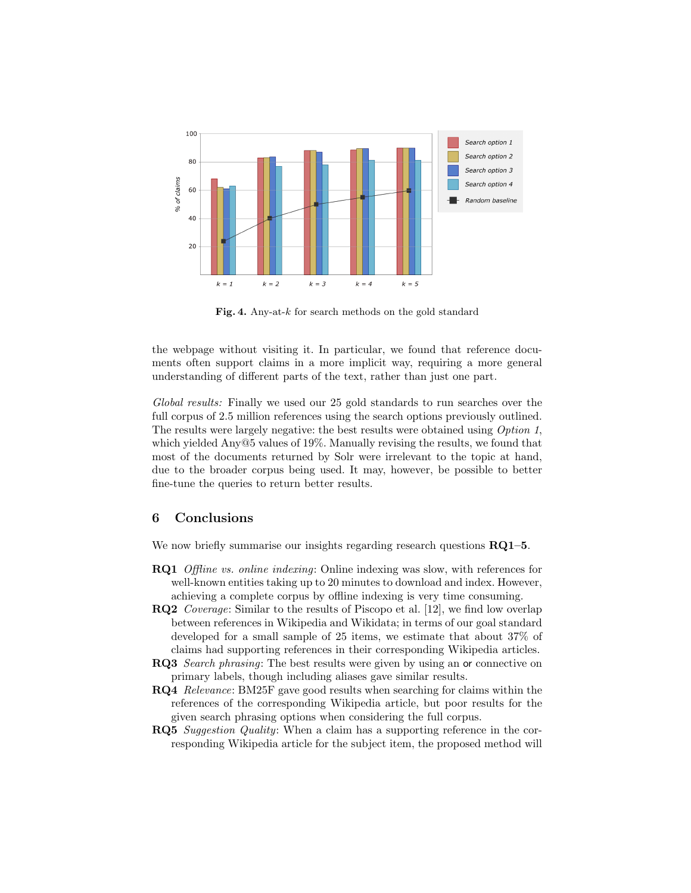Fig. 4. Any-at-$k$ for search methods on the gold standard

the webpage without visiting it. In particular, we found that reference documents often support claims in a more implicit way, requiring a more general understanding of different parts of the text, rather than just one part.

*Global results:* Finally we used our 25 gold standards to run searches over the full corpus of 2.5 million references using the search options previously outlined. The results were largely negative: the best results were obtained using *Option 1*, which yielded Any@5 values of 19%. Manually revising the results, we found that most of the documents returned by Solr were irrelevant to the topic at hand, due to the broader corpus being used. It may, however, be possible to better fine-tune the queries to return better results.

## 6 Conclusions

We now briefly summarise our insights regarding research questions **RQ1**–**5**.

- **RQ1** *Offline vs. online indexing*: Online indexing was slow, with references for well-known entities taking up to 20 minutes to download and index. However, achieving a complete corpus by offline indexing is very time consuming.
- **RQ2** *Coverage*: Similar to the results of Piscopo et al. [12], we find low overlap between references in Wikipedia and Wikidata; in terms of our goal standard developed for a small sample of 25 items, we estimate that about 37% of claims had supporting references in their corresponding Wikipedia articles.
- **RQ3** *Search phrasing*: The best results were given by using an `or` connective on primary labels, though including aliases gave similar results.
- **RQ4** *Relevance*: BM25F gave good results when searching for claims within the references of the corresponding Wikipedia article, but poor results for the given search phrasing options when considering the full corpus.
- **RQ5** *Suggestion Quality*: When a claim has a supporting reference in the corresponding Wikipedia article for the subject item, the proposed method will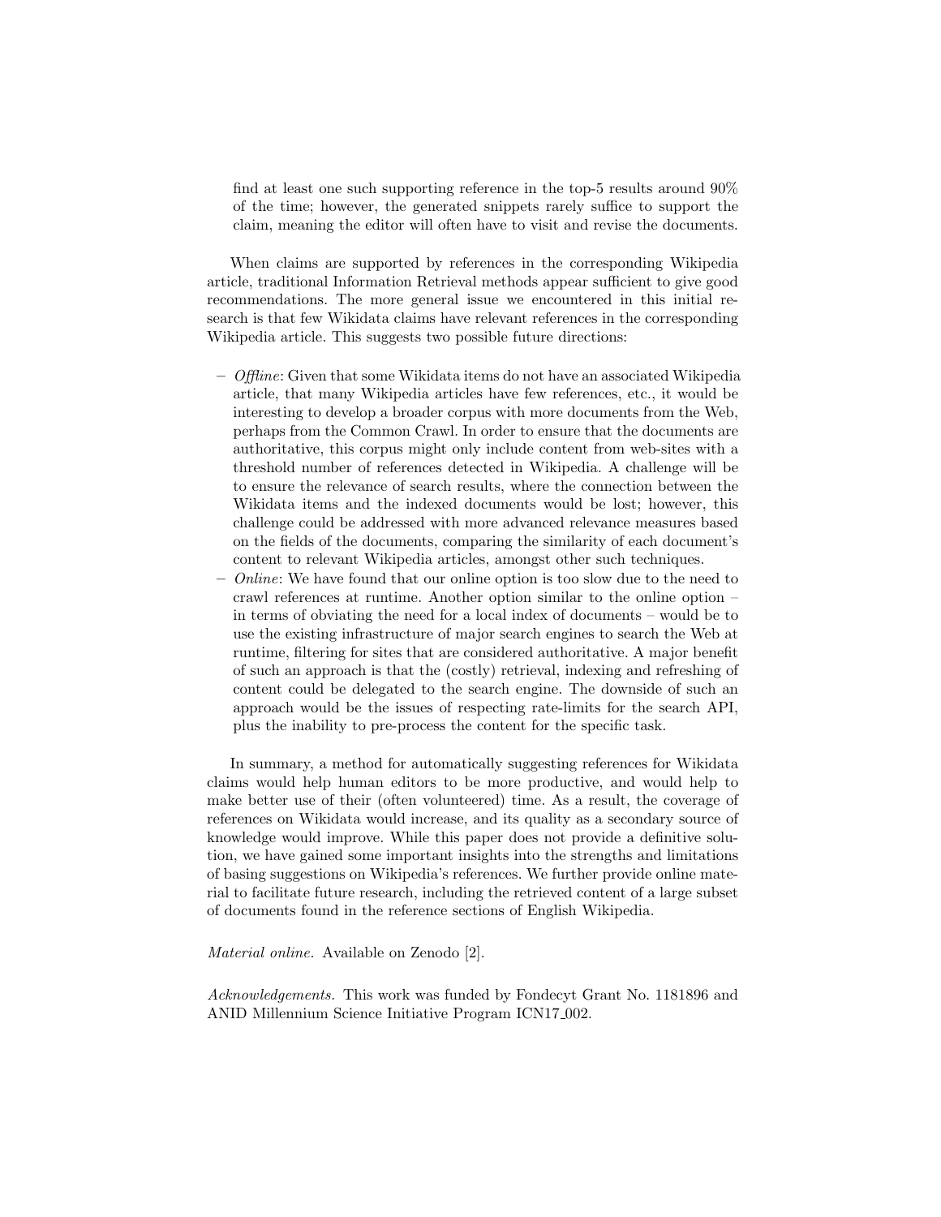find at least one such supporting reference in the top-5 results around 90% of the time; however, the generated snippets rarely suffice to support the claim, meaning the editor will often have to visit and revise the documents.

When claims are supported by references in the corresponding Wikipedia article, traditional Information Retrieval methods appear sufficient to give good recommendations. The more general issue we encountered in this initial research is that few Wikidata claims have relevant references in the corresponding Wikipedia article. This suggests two possible future directions:

- *Offline*: Given that some Wikidata items do not have an associated Wikipedia article, that many Wikipedia articles have few references, etc., it would be interesting to develop a broader corpus with more documents from the Web, perhaps from the Common Crawl. In order to ensure that the documents are authoritative, this corpus might only include content from web-sites with a threshold number of references detected in Wikipedia. A challenge will be to ensure the relevance of search results, where the connection between the Wikidata items and the indexed documents would be lost; however, this challenge could be addressed with more advanced relevance measures based on the fields of the documents, comparing the similarity of each document's content to relevant Wikipedia articles, amongst other such techniques.
- *Online*: We have found that our online option is too slow due to the need to crawl references at runtime. Another option similar to the online option – in terms of obviating the need for a local index of documents – would be to use the existing infrastructure of major search engines to search the Web at runtime, filtering for sites that are considered authoritative. A major benefit of such an approach is that the (costly) retrieval, indexing and refreshing of content could be delegated to the search engine. The downside of such an approach would be the issues of respecting rate-limits for the search API, plus the inability to pre-process the content for the specific task.

In summary, a method for automatically suggesting references for Wikidata claims would help human editors to be more productive, and would help to make better use of their (often volunteered) time. As a result, the coverage of references on Wikidata would increase, and its quality as a secondary source of knowledge would improve. While this paper does not provide a definitive solution, we have gained some important insights into the strengths and limitations of basing suggestions on Wikipedia's references. We further provide online material to facilitate future research, including the retrieved content of a large subset of documents found in the reference sections of English Wikipedia.

*Material online.* Available on Zenodo [2].

*Acknowledgements.* This work was funded by Fondecyt Grant No. 1181896 and ANID Millennium Science Initiative Program ICN17_002.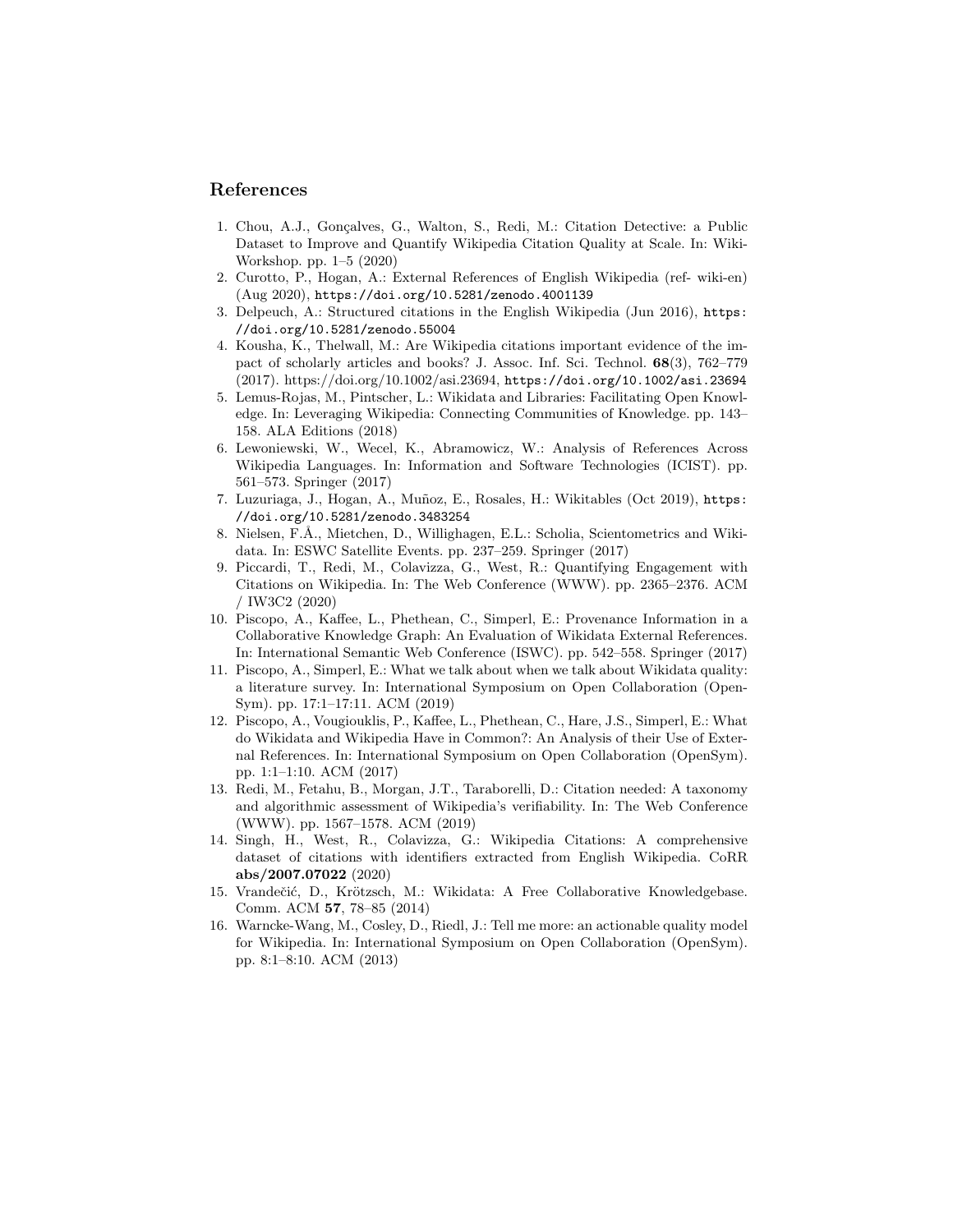## References

1. Chou, A.J., Gonçalves, G., Walton, S., Redi, M.: Citation Detective: a Public Dataset to Improve and Quantify Wikipedia Citation Quality at Scale. In: Wiki-Workshop. pp. 1–5 (2020)
2. Curotto, P., Hogan, A.: External References of English Wikipedia (ref- wiki-en) (Aug 2020), https://doi.org/10.5281/zenodo.4001139
3. Delpeuch, A.: Structured citations in the English Wikipedia (Jun 2016), https://doi.org/10.5281/zenodo.55004
4. Kousha, K., Thelwall, M.: Are Wikipedia citations important evidence of the impact of scholarly articles and books? J. Assoc. Inf. Sci. Technol. **68**(3), 762–779 (2017). https://doi.org/10.1002/asi.23694, https://doi.org/10.1002/asi.23694
5. Lemus-Rojas, M., Pintscher, L.: Wikidata and Libraries: Facilitating Open Knowledge. In: Leveraging Wikipedia: Connecting Communities of Knowledge. pp. 143–158. ALA Editions (2018)
6. Lewoniewski, W., Wecel, K., Abramowicz, W.: Analysis of References Across Wikipedia Languages. In: Information and Software Technologies (ICIST). pp. 561–573. Springer (2017)
7. Luzuriaga, J., Hogan, A., Muñoz, E., Rosales, H.: Wikitables (Oct 2019), https://doi.org/10.5281/zenodo.3483254
8. Nielsen, F.Å., Mietchen, D., Willighagen, E.L.: Scholia, Scientometrics and Wikidata. In: ESWC Satellite Events. pp. 237–259. Springer (2017)
9. Piccardi, T., Redi, M., Colavizza, G., West, R.: Quantifying Engagement with Citations on Wikipedia. In: The Web Conference (WWW). pp. 2365–2376. ACM / IW3C2 (2020)
10. Piscopo, A., Kaffee, L., Phethean, C., Simperl, E.: Provenance Information in a Collaborative Knowledge Graph: An Evaluation of Wikidata External References. In: International Semantic Web Conference (ISWC). pp. 542–558. Springer (2017)
11. Piscopo, A., Simperl, E.: What we talk about when we talk about Wikidata quality: a literature survey. In: International Symposium on Open Collaboration (OpenSym). pp. 17:1–17:11. ACM (2019)
12. Piscopo, A., Vougiouklis, P., Kaffee, L., Phethean, C., Hare, J.S., Simperl, E.: What do Wikidata and Wikipedia Have in Common?: An Analysis of their Use of External References. In: International Symposium on Open Collaboration (OpenSym). pp. 1:1–1:10. ACM (2017)
13. Redi, M., Fetahu, B., Morgan, J.T., Taraborelli, D.: Citation needed: A taxonomy and algorithmic assessment of Wikipedia's verifiability. In: The Web Conference (WWW). pp. 1567–1578. ACM (2019)
14. Singh, H., West, R., Colavizza, G.: Wikipedia Citations: A comprehensive dataset of citations with identifiers extracted from English Wikipedia. CoRR **abs/2007.07022** (2020)
15. Vrandečić, D., Krötzsch, M.: Wikidata: A Free Collaborative Knowledgebase. Comm. ACM **57**, 78–85 (2014)
16. Warncke-Wang, M., Cosley, D., Riedl, J.: Tell me more: an actionable quality model for Wikipedia. In: International Symposium on Open Collaboration (OpenSym). pp. 8:1–8:10. ACM (2013)